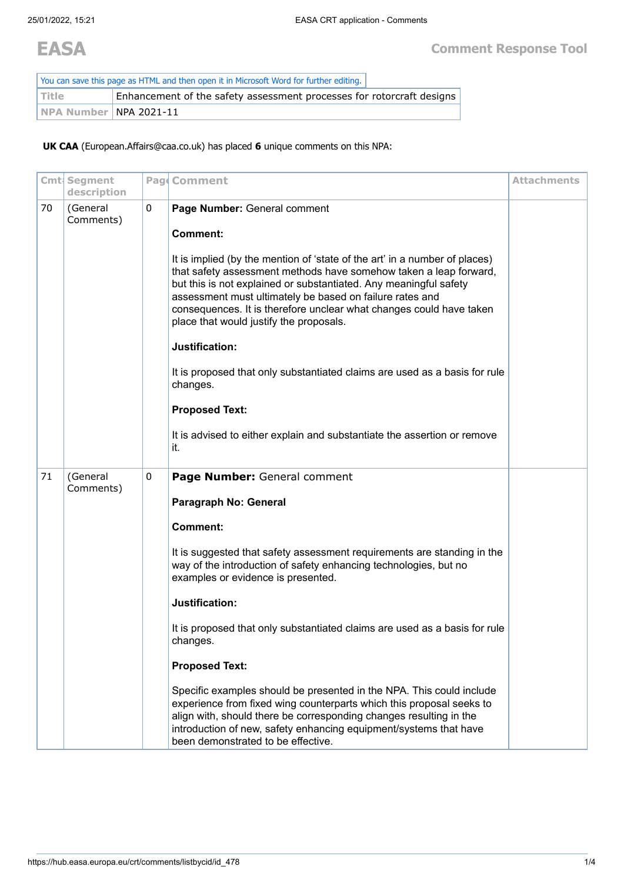# EASA

## Comment Response Tool

You can save this page as HTML and then open it in Microsoft Word for further editing.

| Title | Enhancement of the safety assessment processes for rotorcraft designs |
|---|---|
| NPA Number | NPA 2021-11 |

**UK CAA** (European.Affairs@caa.co.uk) has placed **6** unique comments on this NPA:

| Cmt# | Segment description | Page | Comment | Attachments |
|---|---|---|---|---|
| 70 | (General Comments) | 0 | **Page Number:** General comment<br><br>**Comment:**<br><br>It is implied (by the mention of 'state of the art' in a number of places) that safety assessment methods have somehow taken a leap forward, but this is not explained or substantiated. Any meaningful safety assessment must ultimately be based on failure rates and consequences. It is therefore unclear what changes could have taken place that would justify the proposals.<br><br>**Justification:**<br><br>It is proposed that only substantiated claims are used as a basis for rule changes.<br><br>**Proposed Text:**<br><br>It is advised to either explain and substantiate the assertion or remove it. | |
| 71 | (General Comments) | 0 | **Page Number:** General comment<br><br>**Paragraph No: General**<br><br>**Comment:**<br><br>It is suggested that safety assessment requirements are standing in the way of the introduction of safety enhancing technologies, but no examples or evidence is presented.<br><br>**Justification:**<br><br>It is proposed that only substantiated claims are used as a basis for rule changes.<br><br>**Proposed Text:**<br><br>Specific examples should be presented in the NPA. This could include experience from fixed wing counterparts which this proposal seeks to align with, should there be corresponding changes resulting in the introduction of new, safety enhancing equipment/systems that have been demonstrated to be effective. | |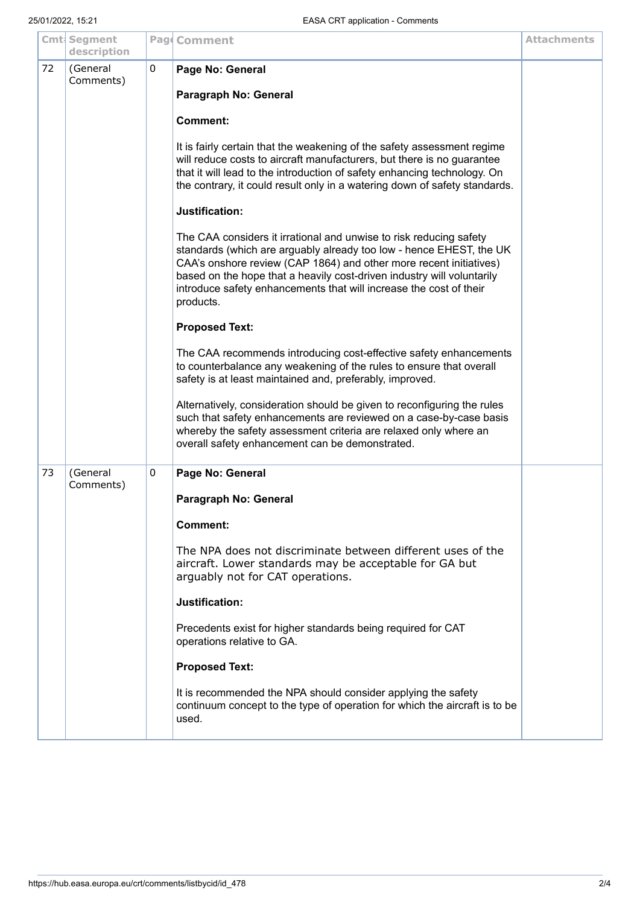| Cmt | Segment description | Page | Comment | Attachments |
|---|---|---|---|---|
| 72 | (General Comments) | 0 | **Page No: General**<br><br>**Paragraph No: General**<br><br>**Comment:**<br><br>It is fairly certain that the weakening of the safety assessment regime will reduce costs to aircraft manufacturers, but there is no guarantee that it will lead to the introduction of safety enhancing technology. On the contrary, it could result only in a watering down of safety standards.<br><br>**Justification:**<br><br>The CAA considers it irrational and unwise to risk reducing safety standards (which are arguably already too low - hence EHEST, the UK CAA's onshore review (CAP 1864) and other more recent initiatives) based on the hope that a heavily cost-driven industry will voluntarily introduce safety enhancements that will increase the cost of their products.<br><br>**Proposed Text:**<br><br>The CAA recommends introducing cost-effective safety enhancements to counterbalance any weakening of the rules to ensure that overall safety is at least maintained and, preferably, improved.<br><br>Alternatively, consideration should be given to reconfiguring the rules such that safety enhancements are reviewed on a case-by-case basis whereby the safety assessment criteria are relaxed only where an overall safety enhancement can be demonstrated. | |
| 73 | (General Comments) | 0 | **Page No: General**<br><br>**Paragraph No: General**<br><br>**Comment:**<br><br>The NPA does not discriminate between different uses of the aircraft. Lower standards may be acceptable for GA but arguably not for CAT operations.<br><br>**Justification:**<br><br>Precedents exist for higher standards being required for CAT operations relative to GA.<br><br>**Proposed Text:**<br><br>It is recommended the NPA should consider applying the safety continuum concept to the type of operation for which the aircraft is to be used. | |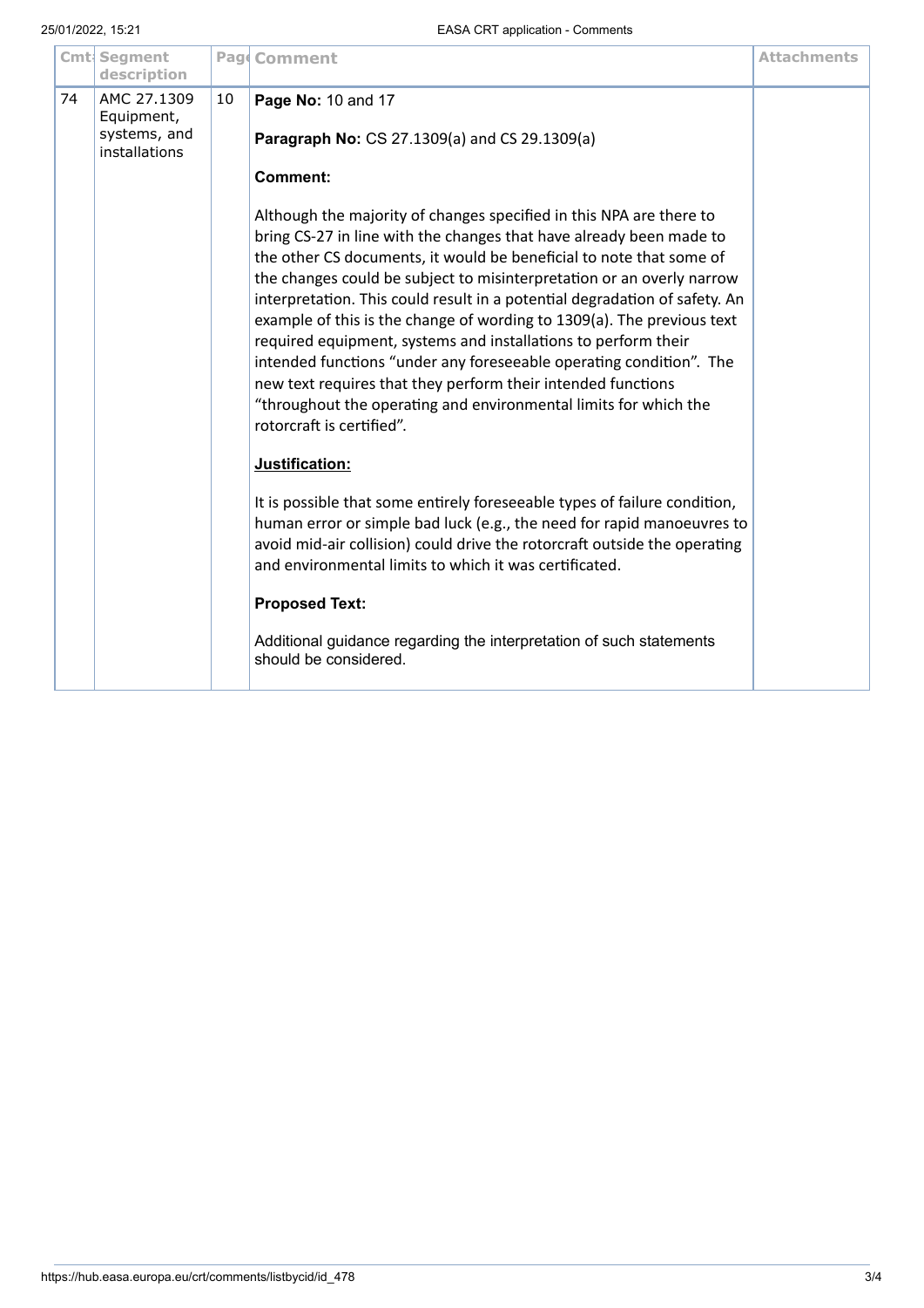| Cmt | Segment description | Page | Comment | Attachments |
|---|---|---|---|---|
| 74 | AMC 27.1309 Equipment, systems, and installations | 10 | **Page No:** 10 and 17<br><br>**Paragraph No:** CS 27.1309(a) and CS 29.1309(a)<br><br>**Comment:**<br><br>Although the majority of changes specified in this NPA are there to bring CS-27 in line with the changes that have already been made to the other CS documents, it would be beneficial to note that some of the changes could be subject to misinterpretation or an overly narrow interpretation. This could result in a potential degradation of safety. An example of this is the change of wording to 1309(a). The previous text required equipment, systems and installations to perform their intended functions "under any foreseeable operating condition". The new text requires that they perform their intended functions "throughout the operating and environmental limits for which the rotorcraft is certified".<br><br>**<u>Justification:</u>**<br><br>It is possible that some entirely foreseeable types of failure condition, human error or simple bad luck (e.g., the need for rapid manoeuvres to avoid mid-air collision) could drive the rotorcraft outside the operating and environmental limits to which it was certificated.<br><br>**Proposed Text:**<br><br>Additional guidance regarding the interpretation of such statements should be considered. | |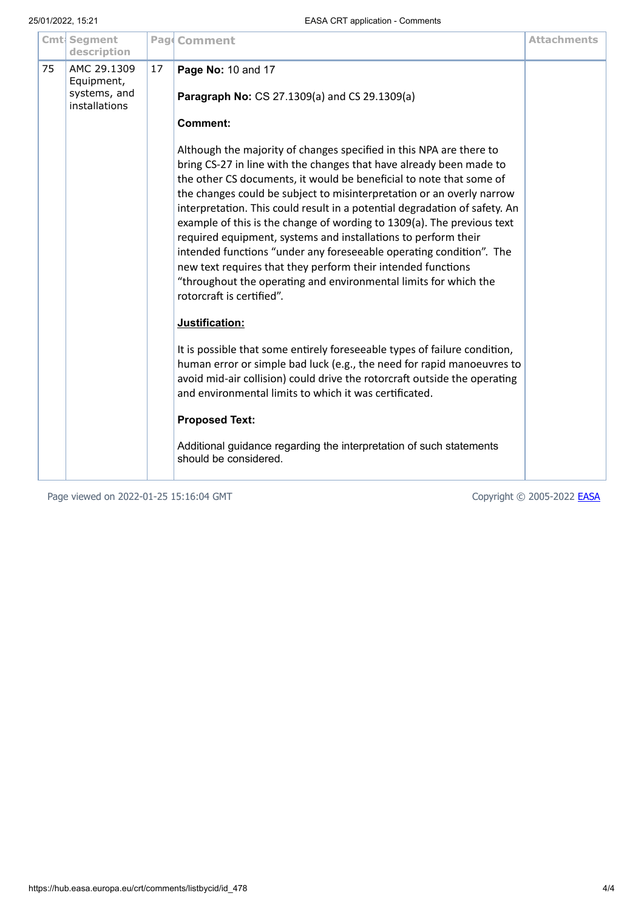| Cmt | Segment description | Page | Comment | Attachments |
|---|---|---|---|---|
| 75 | AMC 29.1309 Equipment, systems, and installations | 17 | **Page No:** 10 and 17<br><br>**Paragraph No:** CS 27.1309(a) and CS 29.1309(a)<br><br>**Comment:**<br><br>Although the majority of changes specified in this NPA are there to bring CS-27 in line with the changes that have already been made to the other CS documents, it would be beneficial to note that some of the changes could be subject to misinterpretation or an overly narrow interpretation. This could result in a potential degradation of safety. An example of this is the change of wording to 1309(a). The previous text required equipment, systems and installations to perform their intended functions "under any foreseeable operating condition". The new text requires that they perform their intended functions "throughout the operating and environmental limits for which the rotorcraft is certified".<br><br>**Justification:**<br><br>It is possible that some entirely foreseeable types of failure condition, human error or simple bad luck (e.g., the need for rapid manoeuvres to avoid mid-air collision) could drive the rotorcraft outside the operating and environmental limits to which it was certificated.<br><br>**Proposed Text:**<br><br>Additional guidance regarding the interpretation of such statements should be considered. | |

Page viewed on 2022-01-25 15:16:04 GMT

Copyright © 2005-2022 EASA